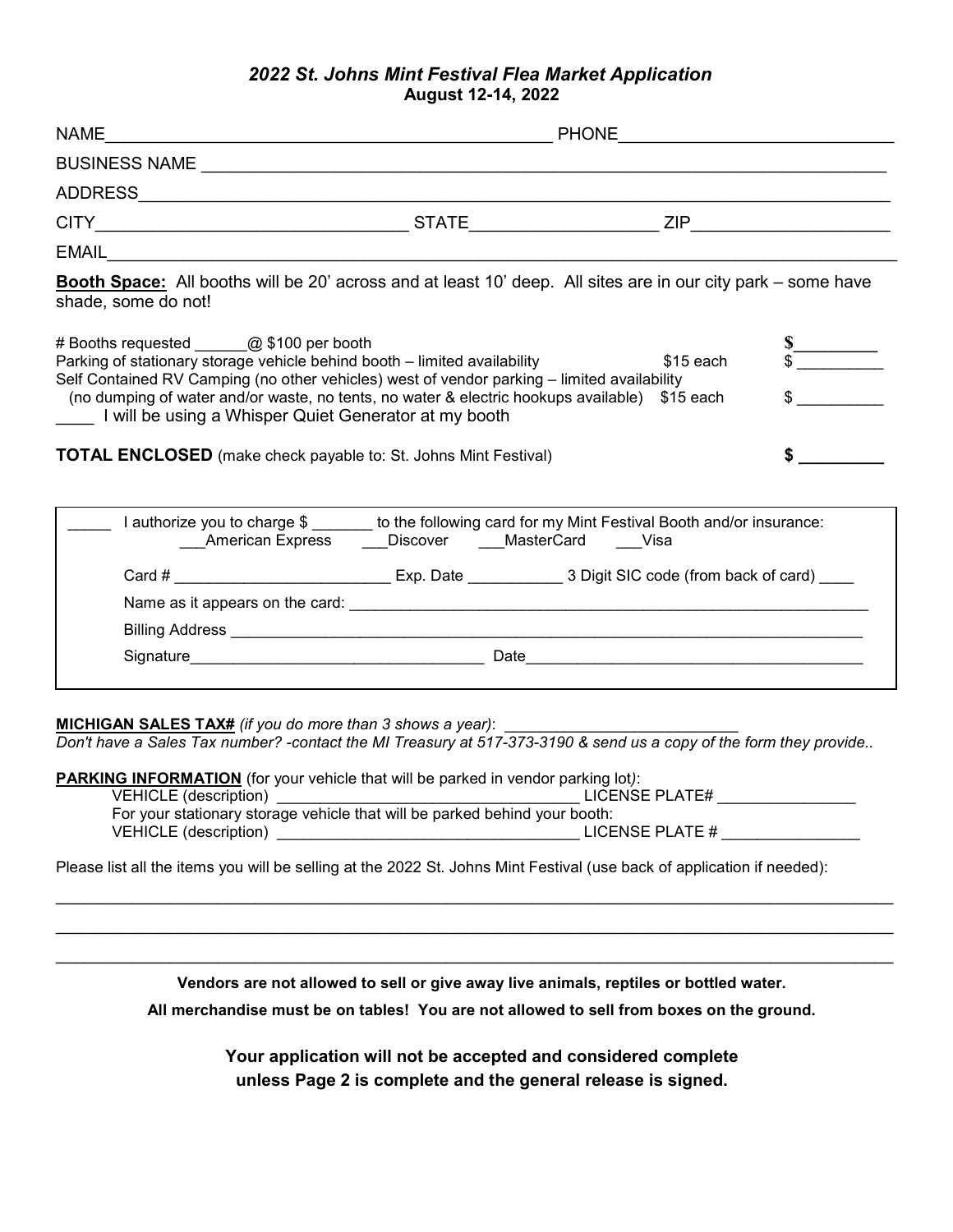### *2022 St. Johns Mint Festival Flea Market Application*

**August 12-14, 2022**

NAME_______________________________________________ PHONE_____________________________

BUSINESS NAME ______________________________________________________________________

ADDRESS____________________________________________________________________________

CITY_________________________________ STATE___________________ ZIP_____________________

EMAIL______________________________________________________________________________

**Booth Space:** All booths will be 20' across and at least 10' deep. All sites are in our city park – some have shade, some do not!

| | | |
|---|---|---|
| # Booths requested ______@ $100 per booth | | $_________ |
| Parking of stationary storage vehicle behind booth – limited availability | $15 each | $ __________ |
| Self Contained RV Camping (no other vehicles) west of vendor parking – limited availability (no dumping of water and/or waste, no tents, no water & electric hookups available) | $15 each | $ __________ |
| ____ I will be using a Whisper Quiet Generator at my booth | | |
| **TOTAL ENCLOSED** (make check payable to: St. Johns Mint Festival) | | **$ _________** |

_____ I authorize you to charge $ _______ to the following card for my Mint Festival Booth and/or insurance:
___American Express ___Discover ___MasterCard ___Visa

Card # __________________________ Exp. Date ___________ 3 Digit SIC code (from back of card) ____

Name as it appears on the card: _______________________________________________________________

Billing Address ______________________________________________________________________________

Signature__________________________________ Date________________________________________

**MICHIGAN SALES TAX#** *(if you do more than 3 shows a year)*: ___________________________

*Don't have a Sales Tax number? -contact the MI Treasury at 517-373-3190 & send us a copy of the form they provide..*

**PARKING INFORMATION** (for your vehicle that will be parked in vendor parking lot):

VEHICLE (description) ___________________________________ LICENSE PLATE# ________________

For your stationary storage vehicle that will be parked behind your booth:

VEHICLE (description) ___________________________________ LICENSE PLATE # ________________

Please list all the items you will be selling at the 2022 St. Johns Mint Festival (use back of application if needed):

______________________________________________________________________________________________

______________________________________________________________________________________________

______________________________________________________________________________________________

**Vendors are not allowed to sell or give away live animals, reptiles or bottled water.**

**All merchandise must be on tables! You are not allowed to sell from boxes on the ground.**

**Your application will not be accepted and considered complete unless Page 2 is complete and the general release is signed.**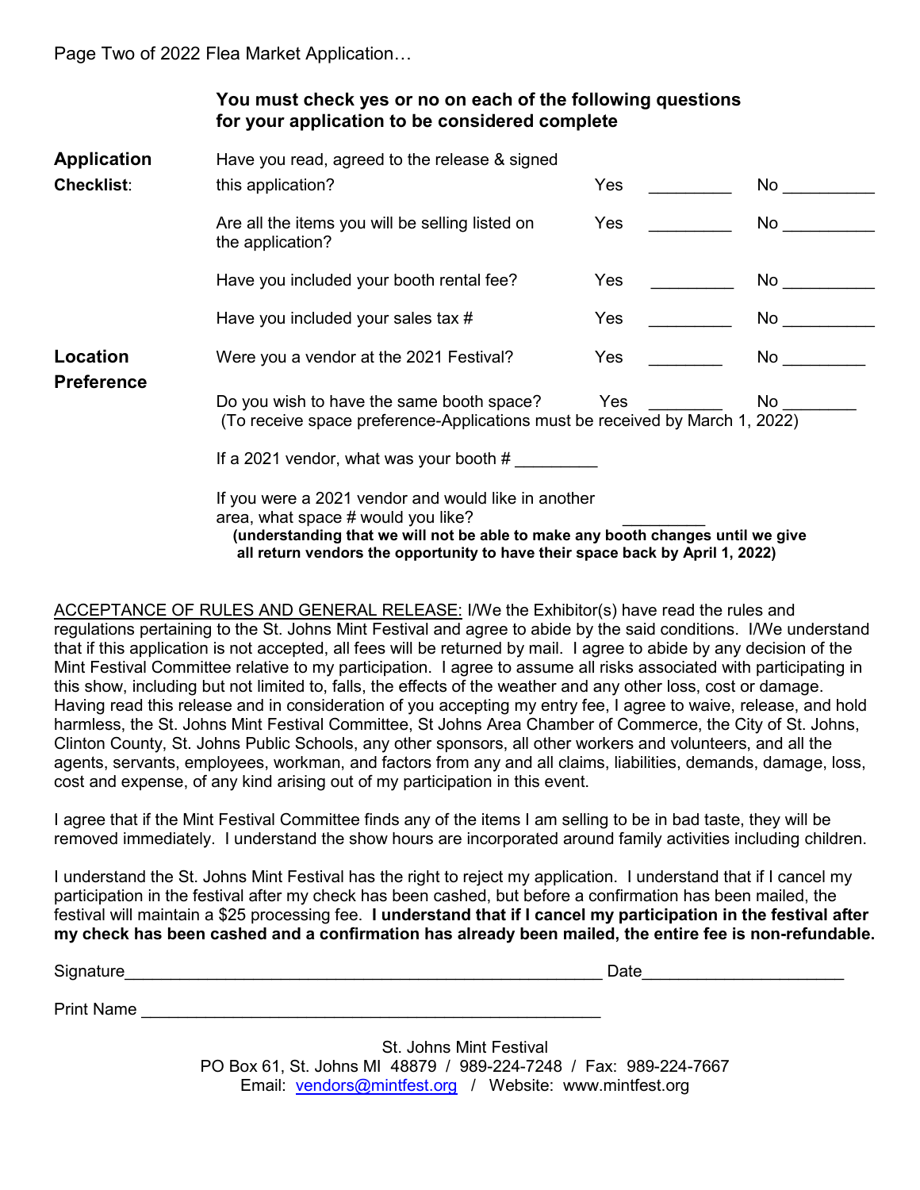Page Two of 2022 Flea Market Application…

**You must check yes or no on each of the following questions for your application to be considered complete**

| | | | |
|---|---|---|---|
| **Application Checklist**: | Have you read, agreed to the release & signed this application? | Yes _________ | No __________ |
| | Are all the items you will be selling listed on the application? | Yes _________ | No __________ |
| | Have you included your booth rental fee? | Yes _________ | No __________ |
| | Have you included your sales tax # | Yes _________ | No __________ |
| **Location Preference** | Were you a vendor at the 2021 Festival? | Yes ________ | No _________ |
| | Do you wish to have the same booth space? (To receive space preference-Applications must be received by March 1, 2022) | Yes ________ | No ________ |

If a 2021 vendor, what was your booth # _________

If you were a 2021 vendor and would like in another area, what space # would you like? _________
**(understanding that we will not be able to make any booth changes until we give all return vendors the opportunity to have their space back by April 1, 2022)**

ACCEPTANCE OF RULES AND GENERAL RELEASE: I/We the Exhibitor(s) have read the rules and regulations pertaining to the St. Johns Mint Festival and agree to abide by the said conditions. I/We understand that if this application is not accepted, all fees will be returned by mail. I agree to abide by any decision of the Mint Festival Committee relative to my participation. I agree to assume all risks associated with participating in this show, including but not limited to, falls, the effects of the weather and any other loss, cost or damage. Having read this release and in consideration of you accepting my entry fee, I agree to waive, release, and hold harmless, the St. Johns Mint Festival Committee, St Johns Area Chamber of Commerce, the City of St. Johns, Clinton County, St. Johns Public Schools, any other sponsors, all other workers and volunteers, and all the agents, servants, employees, workman, and factors from any and all claims, liabilities, demands, damage, loss, cost and expense, of any kind arising out of my participation in this event.

I agree that if the Mint Festival Committee finds any of the items I am selling to be in bad taste, they will be removed immediately. I understand the show hours are incorporated around family activities including children.

I understand the St. Johns Mint Festival has the right to reject my application. I understand that if I cancel my participation in the festival after my check has been cashed, but before a confirmation has been mailed, the festival will maintain a $25 processing fee. **I understand that if I cancel my participation in the festival after my check has been cashed and a confirmation has already been mailed, the entire fee is non-refundable.**

Signature_______________________________________________________ Date_______________________

Print Name ____________________________________________________

St. Johns Mint Festival
PO Box 61, St. Johns MI 48879 / 989-224-7248 / Fax: 989-224-7667
Email: vendors@mintfest.org / Website: www.mintfest.org